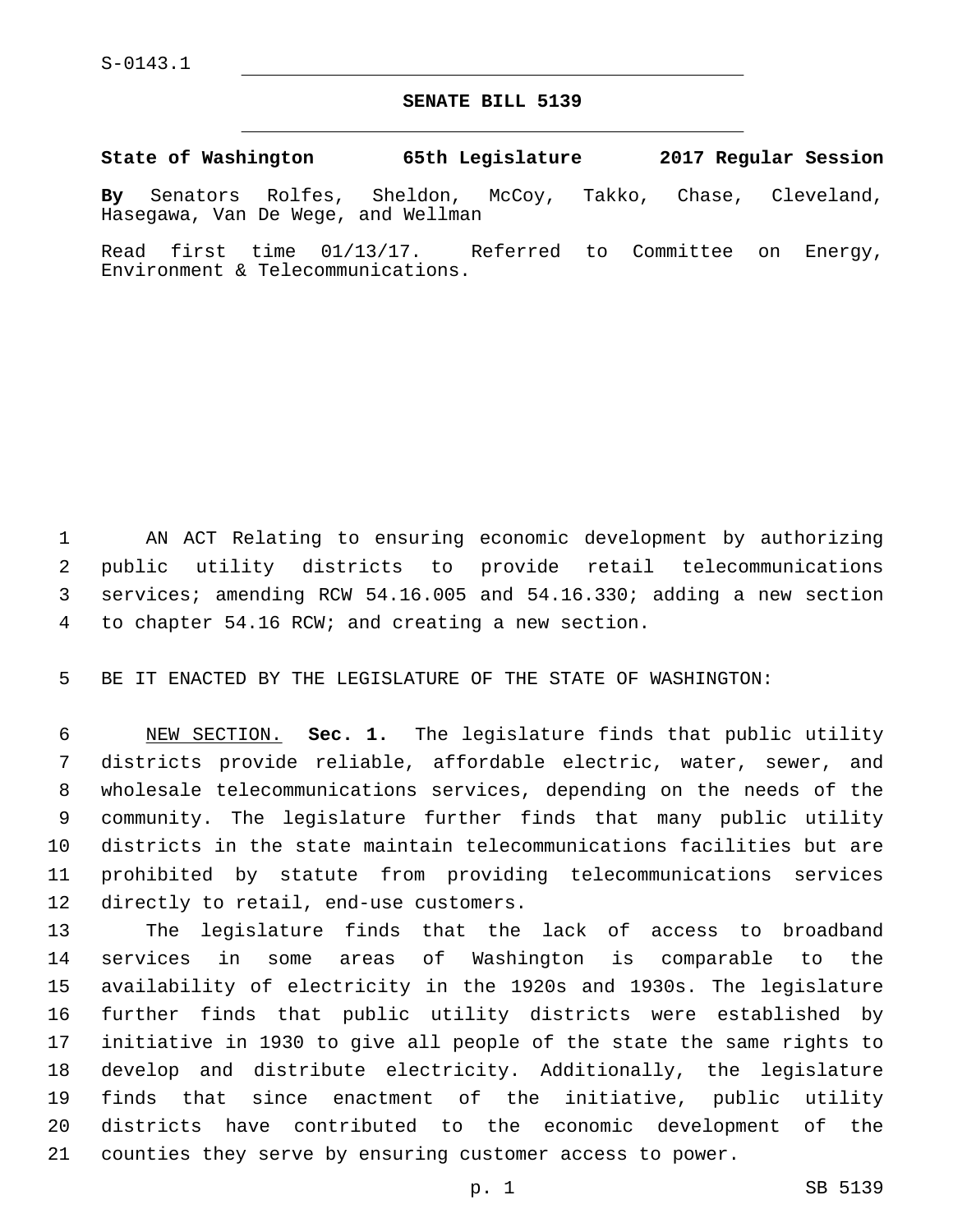S-0143.1

# SENATE BILL 5139

**State of Washington 65th Legislature 2017 Regular Session**

**By** Senators Rolfes, Sheldon, McCoy, Takko, Chase, Cleveland, Hasegawa, Van De Wege, and Wellman

Read first time 01/13/17. Referred to Committee on Energy, Environment & Telecommunications.

AN ACT Relating to ensuring economic development by authorizing public utility districts to provide retail telecommunications services; amending RCW 54.16.005 and 54.16.330; adding a new section to chapter 54.16 RCW; and creating a new section.

BE IT ENACTED BY THE LEGISLATURE OF THE STATE OF WASHINGTON:

NEW SECTION. **Sec. 1.** The legislature finds that public utility districts provide reliable, affordable electric, water, sewer, and wholesale telecommunications services, depending on the needs of the community. The legislature further finds that many public utility districts in the state maintain telecommunications facilities but are prohibited by statute from providing telecommunications services directly to retail, end-use customers.

The legislature finds that the lack of access to broadband services in some areas of Washington is comparable to the availability of electricity in the 1920s and 1930s. The legislature further finds that public utility districts were established by initiative in 1930 to give all people of the state the same rights to develop and distribute electricity. Additionally, the legislature finds that since enactment of the initiative, public utility districts have contributed to the economic development of the counties they serve by ensuring customer access to power.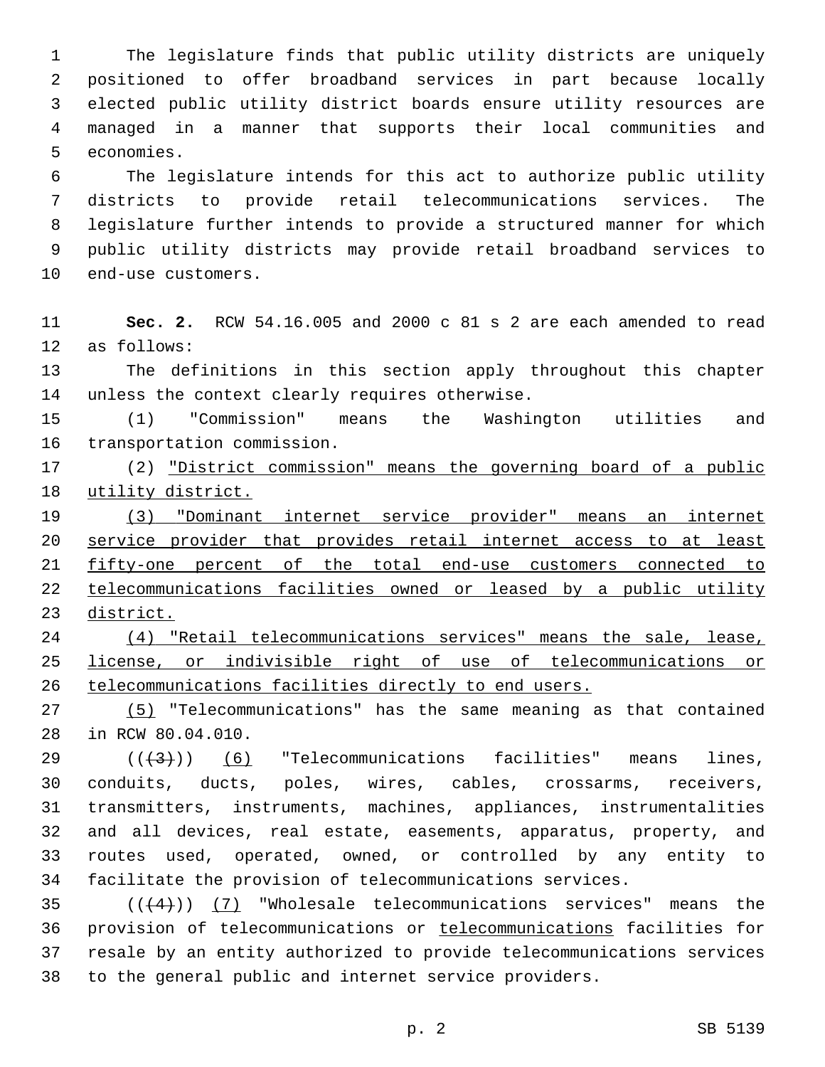The legislature finds that public utility districts are uniquely positioned to offer broadband services in part because locally elected public utility district boards ensure utility resources are managed in a manner that supports their local communities and economies.

The legislature intends for this act to authorize public utility districts to provide retail telecommunications services. The legislature further intends to provide a structured manner for which public utility districts may provide retail broadband services to end-use customers.

**Sec. 2.** RCW 54.16.005 and 2000 c 81 s 2 are each amended to read as follows:

The definitions in this section apply throughout this chapter unless the context clearly requires otherwise.

(1) "Commission" means the Washington utilities and transportation commission.

(2) <u>"District commission" means the governing board of a public utility district.</u>

<u>(3) "Dominant internet service provider" means an internet service provider that provides retail internet access to at least fifty-one percent of the total end-use customers connected to telecommunications facilities owned or leased by a public utility district.</u>

<u>(4) "Retail telecommunications services" means the sale, lease, license, or indivisible right of use of telecommunications or telecommunications facilities directly to end users.</u>

<u>(5)</u> "Telecommunications" has the same meaning as that contained in RCW 80.04.010.

((~~(3)~~)) <u>(6)</u> "Telecommunications facilities" means lines, conduits, ducts, poles, wires, cables, crossarms, receivers, transmitters, instruments, machines, appliances, instrumentalities and all devices, real estate, easements, apparatus, property, and routes used, operated, owned, or controlled by any entity to facilitate the provision of telecommunications services.

((~~(4)~~)) <u>(7)</u> "Wholesale telecommunications services" means the provision of telecommunications or <u>telecommunications</u> facilities for resale by an entity authorized to provide telecommunications services to the general public and internet service providers.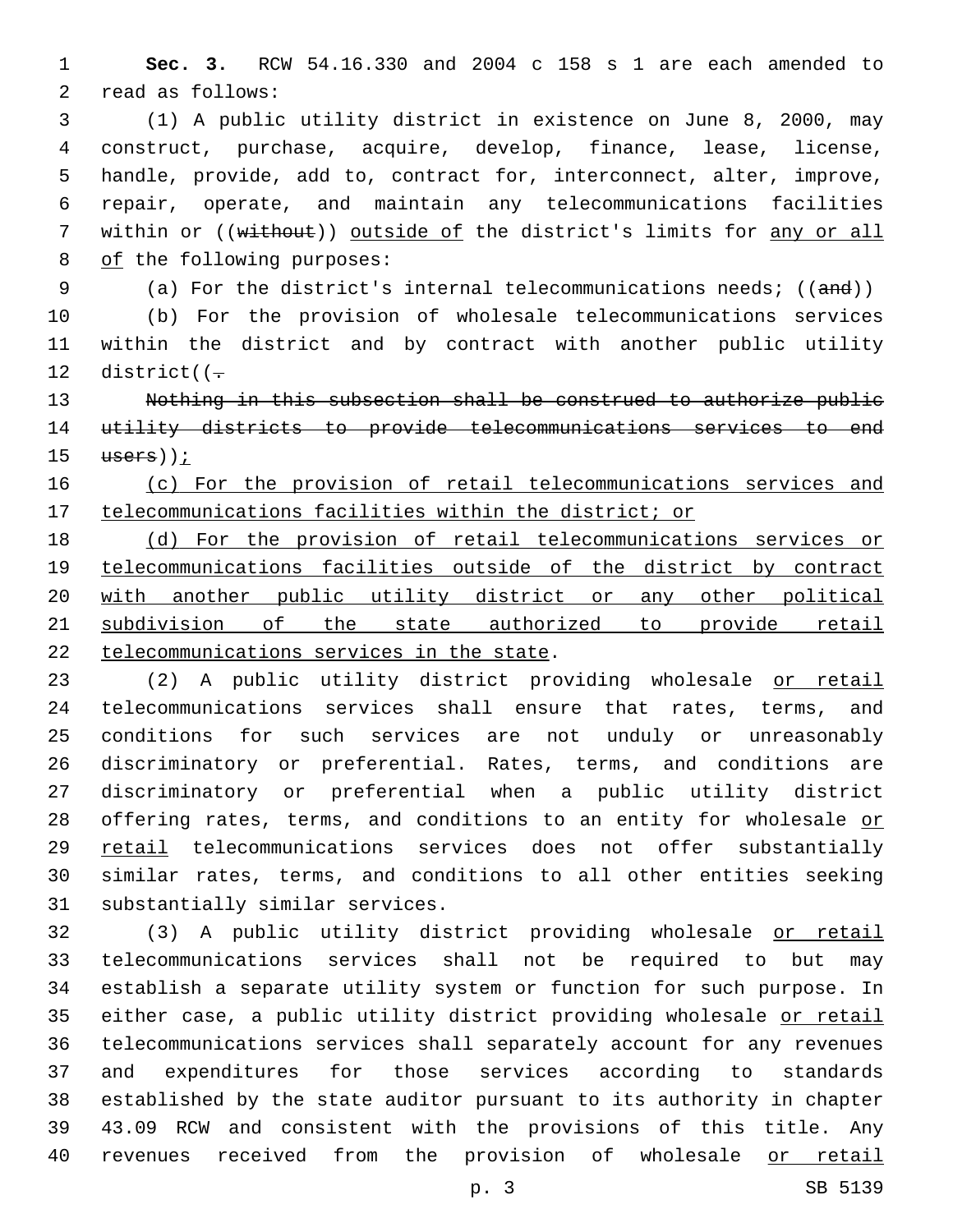**Sec. 3.** RCW 54.16.330 and 2004 c 158 s 1 are each amended to read as follows:

(1) A public utility district in existence on June 8, 2000, may construct, purchase, acquire, develop, finance, lease, license, handle, provide, add to, contract for, interconnect, alter, improve, repair, operate, and maintain any telecommunications facilities within or ((~~without~~)) <u>outside of</u> the district's limits for <u>any or all of</u> the following purposes:

(a) For the district's internal telecommunications needs; ((~~and~~))

(b) For the provision of wholesale telecommunications services within the district and by contract with another public utility district((~~.~~

~~Nothing in this subsection shall be construed to authorize public utility districts to provide telecommunications services to end users~~))<u>;</u>

<u>(c) For the provision of retail telecommunications services and telecommunications facilities within the district; or</u>

<u>(d) For the provision of retail telecommunications services or telecommunications facilities outside of the district by contract with another public utility district or any other political subdivision of the state authorized to provide retail telecommunications services in the state</u>.

(2) A public utility district providing wholesale <u>or retail</u> telecommunications services shall ensure that rates, terms, and conditions for such services are not unduly or unreasonably discriminatory or preferential. Rates, terms, and conditions are discriminatory or preferential when a public utility district offering rates, terms, and conditions to an entity for wholesale <u>or retail</u> telecommunications services does not offer substantially similar rates, terms, and conditions to all other entities seeking substantially similar services.

(3) A public utility district providing wholesale <u>or retail</u> telecommunications services shall not be required to but may establish a separate utility system or function for such purpose. In either case, a public utility district providing wholesale <u>or retail</u> telecommunications services shall separately account for any revenues and expenditures for those services according to standards established by the state auditor pursuant to its authority in chapter 43.09 RCW and consistent with the provisions of this title. Any revenues received from the provision of wholesale <u>or retail</u>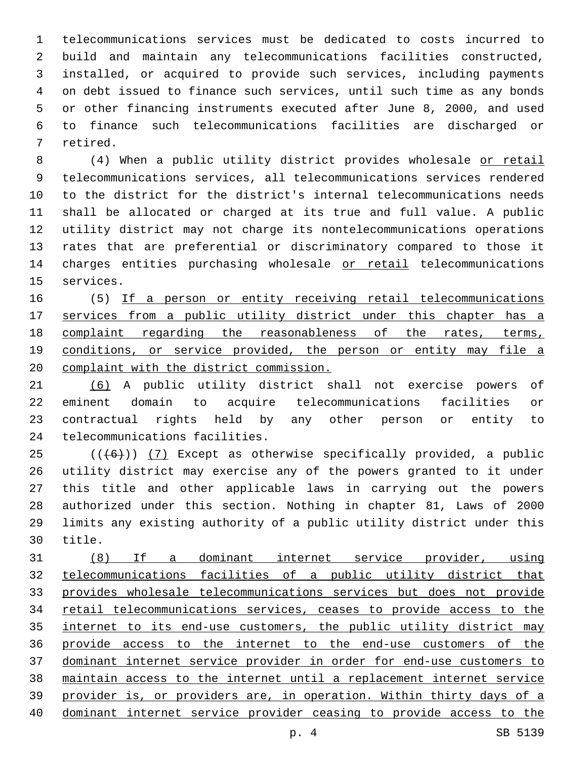telecommunications services must be dedicated to costs incurred to build and maintain any telecommunications facilities constructed, installed, or acquired to provide such services, including payments on debt issued to finance such services, until such time as any bonds or other financing instruments executed after June 8, 2000, and used to finance such telecommunications facilities are discharged or retired.

(4) When a public utility district provides wholesale <u>or retail</u> telecommunications services, all telecommunications services rendered to the district for the district's internal telecommunications needs shall be allocated or charged at its true and full value. A public utility district may not charge its nontelecommunications operations rates that are preferential or discriminatory compared to those it charges entities purchasing wholesale <u>or retail</u> telecommunications services.

(5) <u>If a person or entity receiving retail telecommunications services from a public utility district under this chapter has a complaint regarding the reasonableness of the rates, terms, conditions, or service provided, the person or entity may file a complaint with the district commission.</u>

<u>(6)</u> A public utility district shall not exercise powers of eminent domain to acquire telecommunications facilities or contractual rights held by any other person or entity to telecommunications facilities.

((~~(6)~~)) <u>(7)</u> Except as otherwise specifically provided, a public utility district may exercise any of the powers granted to it under this title and other applicable laws in carrying out the powers authorized under this section. Nothing in chapter 81, Laws of 2000 limits any existing authority of a public utility district under this title.

<u>(8) If a dominant internet service provider, using telecommunications facilities of a public utility district that provides wholesale telecommunications services but does not provide retail telecommunications services, ceases to provide access to the internet to its end-use customers, the public utility district may provide access to the internet to the end-use customers of the dominant internet service provider in order for end-use customers to maintain access to the internet until a replacement internet service provider is, or providers are, in operation. Within thirty days of a dominant internet service provider ceasing to provide access to the</u>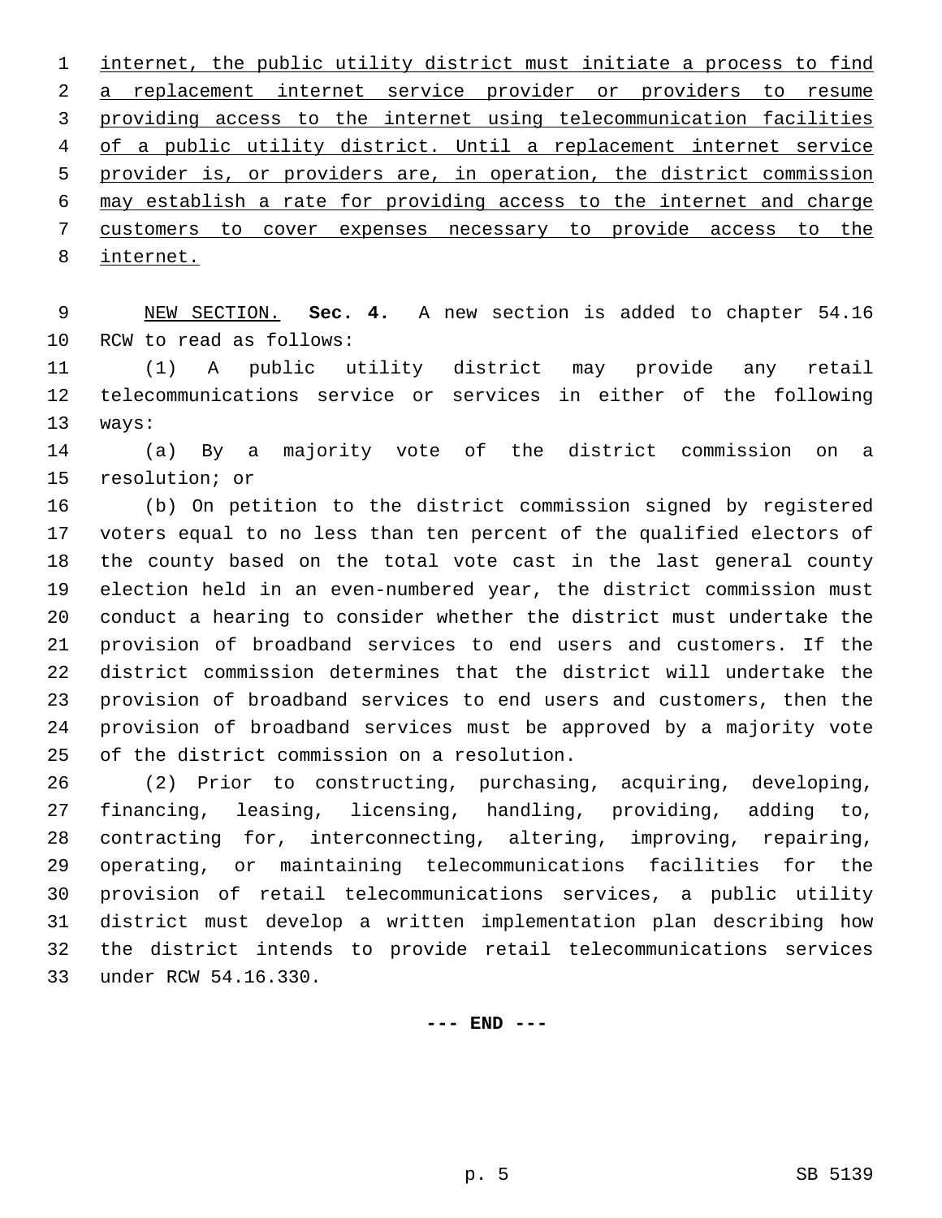internet, the public utility district must initiate a process to find a replacement internet service provider or providers to resume providing access to the internet using telecommunication facilities of a public utility district. Until a replacement internet service provider is, or providers are, in operation, the district commission may establish a rate for providing access to the internet and charge customers to cover expenses necessary to provide access to the internet.

NEW SECTION. **Sec. 4.** A new section is added to chapter 54.16 RCW to read as follows:

(1) A public utility district may provide any retail telecommunications service or services in either of the following ways:

(a) By a majority vote of the district commission on a resolution; or

(b) On petition to the district commission signed by registered voters equal to no less than ten percent of the qualified electors of the county based on the total vote cast in the last general county election held in an even-numbered year, the district commission must conduct a hearing to consider whether the district must undertake the provision of broadband services to end users and customers. If the district commission determines that the district will undertake the provision of broadband services to end users and customers, then the provision of broadband services must be approved by a majority vote of the district commission on a resolution.

(2) Prior to constructing, purchasing, acquiring, developing, financing, leasing, licensing, handling, providing, adding to, contracting for, interconnecting, altering, improving, repairing, operating, or maintaining telecommunications facilities for the provision of retail telecommunications services, a public utility district must develop a written implementation plan describing how the district intends to provide retail telecommunications services under RCW 54.16.330.

**--- END ---**